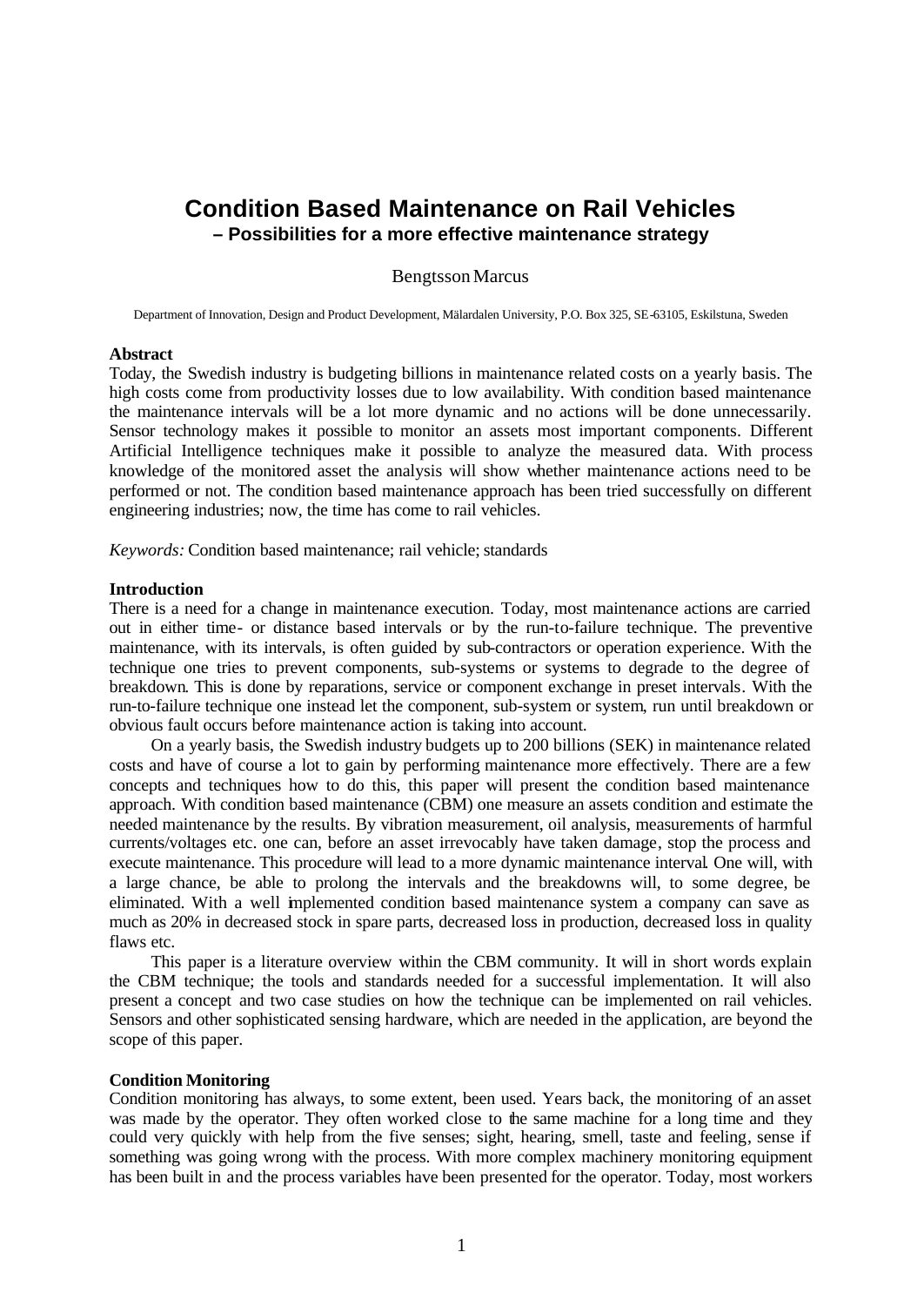# Condition Based Maintenance on Rail Vehicles

## – Possibilities for a more effective maintenance strategy

Bengtsson Marcus

Department of Innovation, Design and Product Development, Mälardalen University, P.O. Box 325, SE-63105, Eskilstuna, Sweden

**Abstract**

Today, the Swedish industry is budgeting billions in maintenance related costs on a yearly basis. The high costs come from productivity losses due to low availability. With condition based maintenance the maintenance intervals will be a lot more dynamic and no actions will be done unnecessarily. Sensor technology makes it possible to monitor an assets most important components. Different Artificial Intelligence techniques make it possible to analyze the measured data. With process knowledge of the monitored asset the analysis will show whether maintenance actions need to be performed or not. The condition based maintenance approach has been tried successfully on different engineering industries; now, the time has come to rail vehicles.

*Keywords:* Condition based maintenance; rail vehicle; standards

**Introduction**

There is a need for a change in maintenance execution. Today, most maintenance actions are carried out in either time- or distance based intervals or by the run-to-failure technique. The preventive maintenance, with its intervals, is often guided by sub-contractors or operation experience. With the technique one tries to prevent components, sub-systems or systems to degrade to the degree of breakdown. This is done by reparations, service or component exchange in preset intervals. With the run-to-failure technique one instead let the component, sub-system or system, run until breakdown or obvious fault occurs before maintenance action is taking into account.

On a yearly basis, the Swedish industry budgets up to 200 billions (SEK) in maintenance related costs and have of course a lot to gain by performing maintenance more effectively. There are a few concepts and techniques how to do this, this paper will present the condition based maintenance approach. With condition based maintenance (CBM) one measure an assets condition and estimate the needed maintenance by the results. By vibration measurement, oil analysis, measurements of harmful currents/voltages etc. one can, before an asset irrevocably have taken damage, stop the process and execute maintenance. This procedure will lead to a more dynamic maintenance interval. One will, with a large chance, be able to prolong the intervals and the breakdowns will, to some degree, be eliminated. With a well implemented condition based maintenance system a company can save as much as 20% in decreased stock in spare parts, decreased loss in production, decreased loss in quality flaws etc.

This paper is a literature overview within the CBM community. It will in short words explain the CBM technique; the tools and standards needed for a successful implementation. It will also present a concept and two case studies on how the technique can be implemented on rail vehicles. Sensors and other sophisticated sensing hardware, which are needed in the application, are beyond the scope of this paper.

**Condition Monitoring**

Condition monitoring has always, to some extent, been used. Years back, the monitoring of an asset was made by the operator. They often worked close to the same machine for a long time and they could very quickly with help from the five senses; sight, hearing, smell, taste and feeling, sense if something was going wrong with the process. With more complex machinery monitoring equipment has been built in and the process variables have been presented for the operator. Today, most workers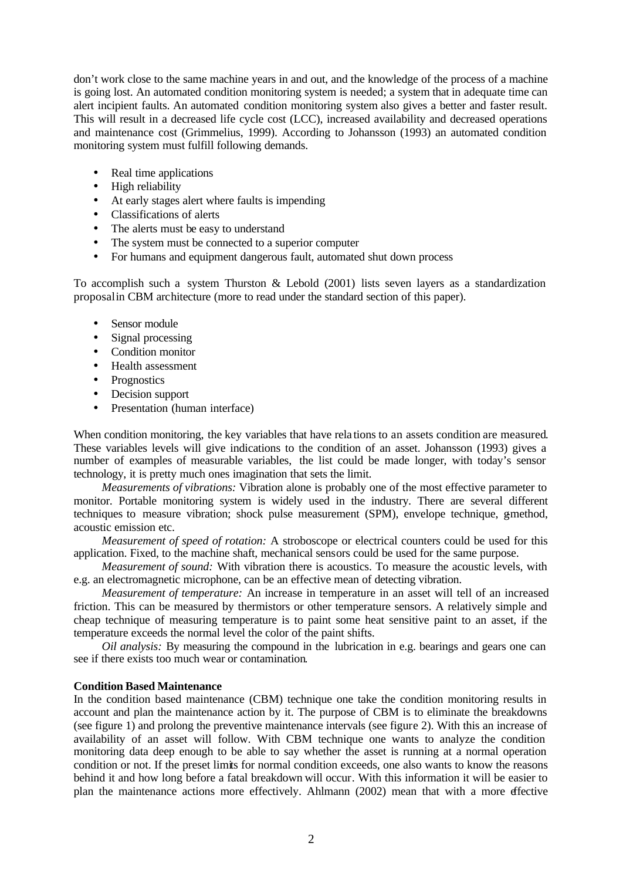don't work close to the same machine years in and out, and the knowledge of the process of a machine is going lost. An automated condition monitoring system is needed; a system that in adequate time can alert incipient faults. An automated condition monitoring system also gives a better and faster result. This will result in a decreased life cycle cost (LCC), increased availability and decreased operations and maintenance cost (Grimmelius, 1999). According to Johansson (1993) an automated condition monitoring system must fulfill following demands.

- Real time applications
- High reliability
- At early stages alert where faults is impending
- Classifications of alerts
- The alerts must be easy to understand
- The system must be connected to a superior computer
- For humans and equipment dangerous fault, automated shut down process

To accomplish such a system Thurston & Lebold (2001) lists seven layers as a standardization proposal in CBM architecture (more to read under the standard section of this paper).

- Sensor module
- Signal processing
- Condition monitor
- Health assessment
- Prognostics
- Decision support
- Presentation (human interface)

When condition monitoring, the key variables that have relations to an assets condition are measured. These variables levels will give indications to the condition of an asset. Johansson (1993) gives a number of examples of measurable variables, the list could be made longer, with today's sensor technology, it is pretty much ones imagination that sets the limit.

*Measurements of vibrations:* Vibration alone is probably one of the most effective parameter to monitor. Portable monitoring system is widely used in the industry. There are several different techniques to measure vibration; shock pulse measurement (SPM), envelope technique, g-method, acoustic emission etc.

*Measurement of speed of rotation:* A stroboscope or electrical counters could be used for this application. Fixed, to the machine shaft, mechanical sensors could be used for the same purpose.

*Measurement of sound:* With vibration there is acoustics. To measure the acoustic levels, with e.g. an electromagnetic microphone, can be an effective mean of detecting vibration.

*Measurement of temperature:* An increase in temperature in an asset will tell of an increased friction. This can be measured by thermistors or other temperature sensors. A relatively simple and cheap technique of measuring temperature is to paint some heat sensitive paint to an asset, if the temperature exceeds the normal level the color of the paint shifts.

*Oil analysis:* By measuring the compound in the lubrication in e.g. bearings and gears one can see if there exists too much wear or contamination.

**Condition Based Maintenance**

In the condition based maintenance (CBM) technique one take the condition monitoring results in account and plan the maintenance action by it. The purpose of CBM is to eliminate the breakdowns (see figure 1) and prolong the preventive maintenance intervals (see figure 2). With this an increase of availability of an asset will follow. With CBM technique one wants to analyze the condition monitoring data deep enough to be able to say whether the asset is running at a normal operation condition or not. If the preset limits for normal condition exceeds, one also wants to know the reasons behind it and how long before a fatal breakdown will occur. With this information it will be easier to plan the maintenance actions more effectively. Ahlmann (2002) mean that with a more effective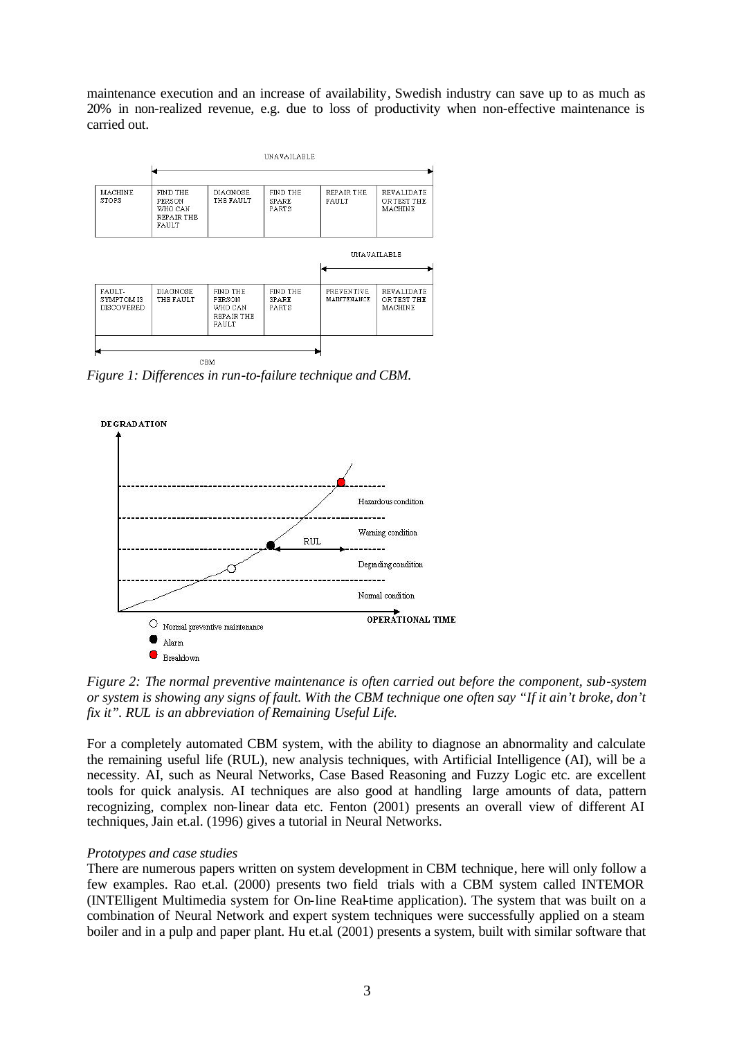maintenance execution and an increase of availability, Swedish industry can save up to as much as 20% in non-realized revenue, e.g. due to loss of productivity when non-effective maintenance is carried out.

*Figure 1: Differences in run-to-failure technique and CBM.*

*Figure 2: The normal preventive maintenance is often carried out before the component, sub-system or system is showing any signs of fault. With the CBM technique one often say "If it ain't broke, don't fix it". RUL is an abbreviation of Remaining Useful Life.*

For a completely automated CBM system, with the ability to diagnose an abnormality and calculate the remaining useful life (RUL), new analysis techniques, with Artificial Intelligence (AI), will be a necessity. AI, such as Neural Networks, Case Based Reasoning and Fuzzy Logic etc. are excellent tools for quick analysis. AI techniques are also good at handling large amounts of data, pattern recognizing, complex non-linear data etc. Fenton (2001) presents an overall view of different AI techniques, Jain et.al. (1996) gives a tutorial in Neural Networks.

*Prototypes and case studies*

There are numerous papers written on system development in CBM technique, here will only follow a few examples. Rao et.al. (2000) presents two field trials with a CBM system called INTEMOR (INTElligent Multimedia system for On-line Real-time application). The system that was built on a combination of Neural Network and expert system techniques were successfully applied on a steam boiler and in a pulp and paper plant. Hu et.al. (2001) presents a system, built with similar software that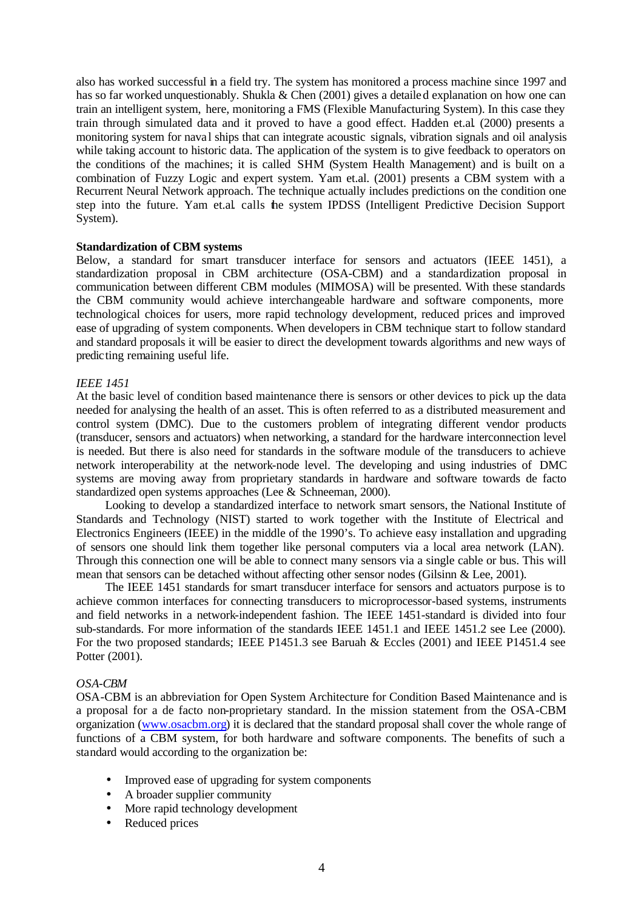also has worked successful in a field try. The system has monitored a process machine since 1997 and has so far worked unquestionably. Shukla & Chen (2001) gives a detailed explanation on how one can train an intelligent system, here, monitoring a FMS (Flexible Manufacturing System). In this case they train through simulated data and it proved to have a good effect. Hadden et.al. (2000) presents a monitoring system for naval ships that can integrate acoustic signals, vibration signals and oil analysis while taking account to historic data. The application of the system is to give feedback to operators on the conditions of the machines; it is called SHM (System Health Management) and is built on a combination of Fuzzy Logic and expert system. Yam et.al. (2001) presents a CBM system with a Recurrent Neural Network approach. The technique actually includes predictions on the condition one step into the future. Yam et.al. calls the system IPDSS (Intelligent Predictive Decision Support System).

**Standardization of CBM systems**

Below, a standard for smart transducer interface for sensors and actuators (IEEE 1451), a standardization proposal in CBM architecture (OSA-CBM) and a standardization proposal in communication between different CBM modules (MIMOSA) will be presented. With these standards the CBM community would achieve interchangeable hardware and software components, more technological choices for users, more rapid technology development, reduced prices and improved ease of upgrading of system components. When developers in CBM technique start to follow standard and standard proposals it will be easier to direct the development towards algorithms and new ways of predicting remaining useful life.

*IEEE 1451*

At the basic level of condition based maintenance there is sensors or other devices to pick up the data needed for analysing the health of an asset. This is often referred to as a distributed measurement and control system (DMC). Due to the customers problem of integrating different vendor products (transducer, sensors and actuators) when networking, a standard for the hardware interconnection level is needed. But there is also need for standards in the software module of the transducers to achieve network interoperability at the network-node level. The developing and using industries of DMC systems are moving away from proprietary standards in hardware and software towards de facto standardized open systems approaches (Lee & Schneeman, 2000).

Looking to develop a standardized interface to network smart sensors, the National Institute of Standards and Technology (NIST) started to work together with the Institute of Electrical and Electronics Engineers (IEEE) in the middle of the 1990's. To achieve easy installation and upgrading of sensors one should link them together like personal computers via a local area network (LAN). Through this connection one will be able to connect many sensors via a single cable or bus. This will mean that sensors can be detached without affecting other sensor nodes (Gilsinn & Lee, 2001).

The IEEE 1451 standards for smart transducer interface for sensors and actuators purpose is to achieve common interfaces for connecting transducers to microprocessor-based systems, instruments and field networks in a network-independent fashion. The IEEE 1451-standard is divided into four sub-standards. For more information of the standards IEEE 1451.1 and IEEE 1451.2 see Lee (2000). For the two proposed standards; IEEE P1451.3 see Baruah & Eccles (2001) and IEEE P1451.4 see Potter (2001).

*OSA-CBM*

OSA-CBM is an abbreviation for Open System Architecture for Condition Based Maintenance and is a proposal for a de facto non-proprietary standard. In the mission statement from the OSA-CBM organization (www.osacbm.org) it is declared that the standard proposal shall cover the whole range of functions of a CBM system, for both hardware and software components. The benefits of such a standard would according to the organization be:

- Improved ease of upgrading for system components
- A broader supplier community
- More rapid technology development
- Reduced prices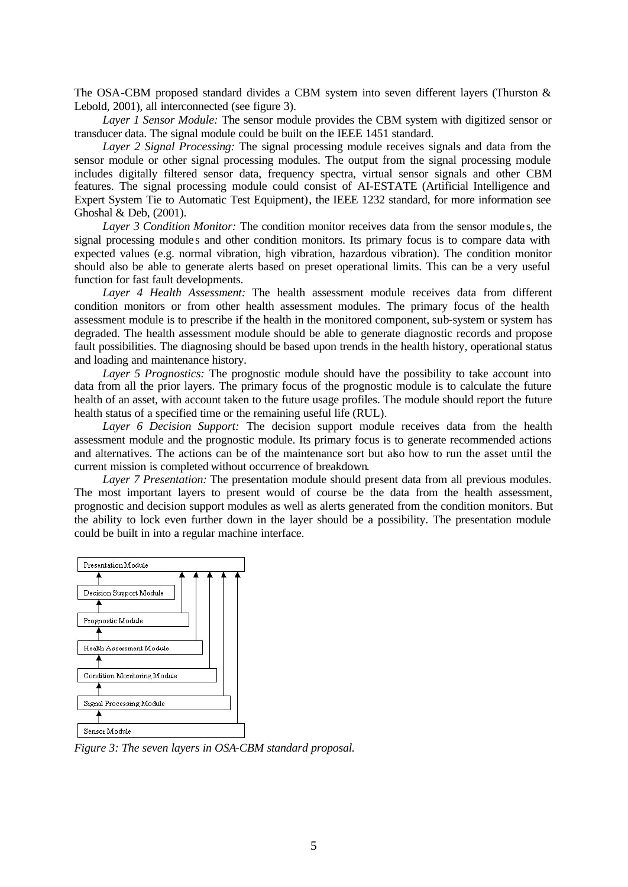The OSA-CBM proposed standard divides a CBM system into seven different layers (Thurston & Lebold, 2001), all interconnected (see figure 3).

*Layer 1 Sensor Module:* The sensor module provides the CBM system with digitized sensor or transducer data. The signal module could be built on the IEEE 1451 standard.

*Layer 2 Signal Processing:* The signal processing module receives signals and data from the sensor module or other signal processing modules. The output from the signal processing module includes digitally filtered sensor data, frequency spectra, virtual sensor signals and other CBM features. The signal processing module could consist of AI-ESTATE (Artificial Intelligence and Expert System Tie to Automatic Test Equipment), the IEEE 1232 standard, for more information see Ghoshal & Deb, (2001).

*Layer 3 Condition Monitor:* The condition monitor receives data from the sensor modules, the signal processing modules and other condition monitors. Its primary focus is to compare data with expected values (e.g. normal vibration, high vibration, hazardous vibration). The condition monitor should also be able to generate alerts based on preset operational limits. This can be a very useful function for fast fault developments.

*Layer 4 Health Assessment:* The health assessment module receives data from different condition monitors or from other health assessment modules. The primary focus of the health assessment module is to prescribe if the health in the monitored component, sub-system or system has degraded. The health assessment module should be able to generate diagnostic records and propose fault possibilities. The diagnosing should be based upon trends in the health history, operational status and loading and maintenance history.

*Layer 5 Prognostics:* The prognostic module should have the possibility to take account into data from all the prior layers. The primary focus of the prognostic module is to calculate the future health of an asset, with account taken to the future usage profiles. The module should report the future health status of a specified time or the remaining useful life (RUL).

*Layer 6 Decision Support:* The decision support module receives data from the health assessment module and the prognostic module. Its primary focus is to generate recommended actions and alternatives. The actions can be of the maintenance sort but also how to run the asset until the current mission is completed without occurrence of breakdown.

*Layer 7 Presentation:* The presentation module should present data from all previous modules. The most important layers to present would of course be the data from the health assessment, prognostic and decision support modules as well as alerts generated from the condition monitors. But the ability to lock even further down in the layer should be a possibility. The presentation module could be built in into a regular machine interface.

Presentation Module

Decision Support Module

Prognostic Module

Health Assessment Module

Condition Monitoring Module

Signal Processing Module

Sensor Module

*Figure 3: The seven layers in OSA-CBM standard proposal.*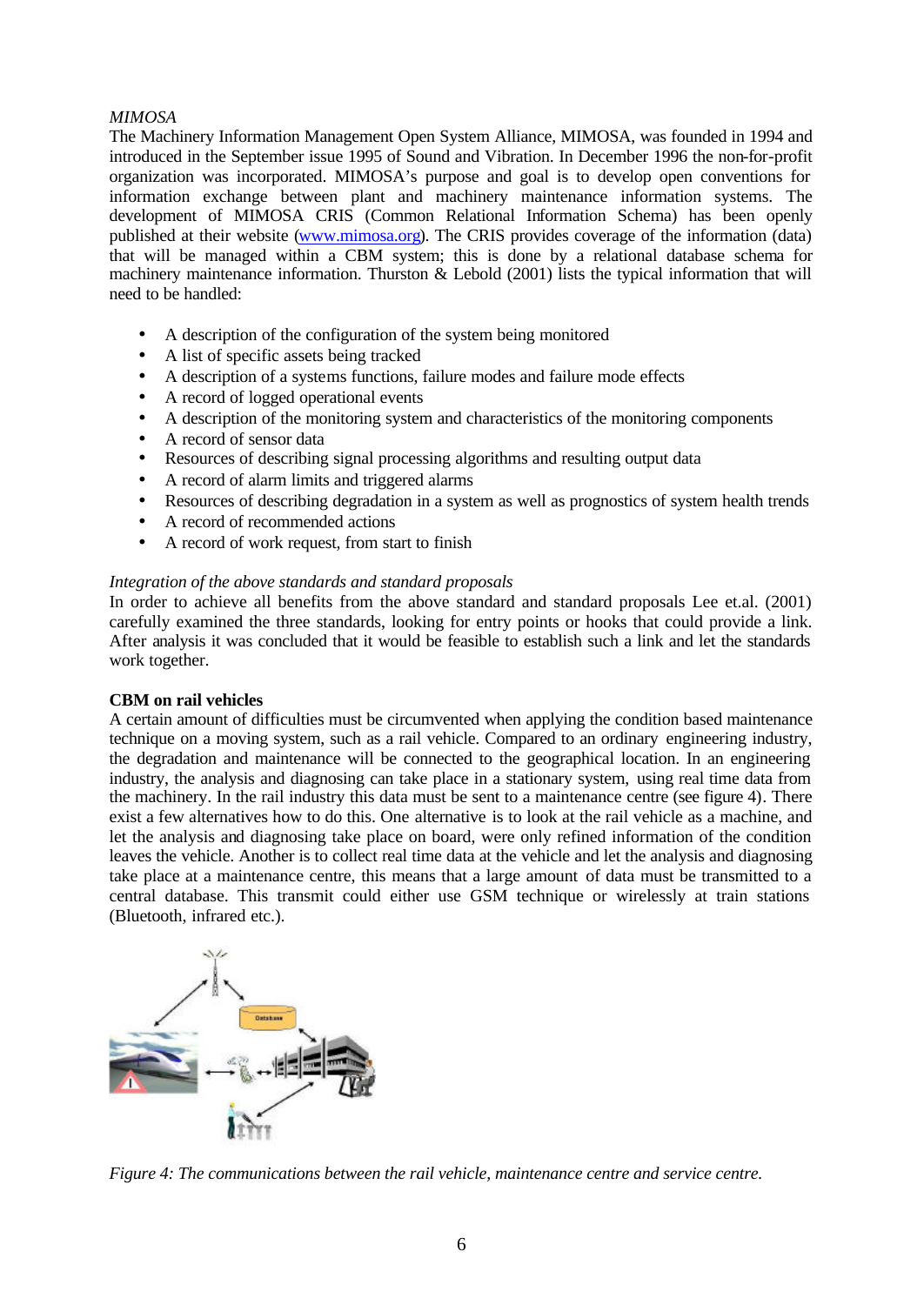*MIMOSA*

The Machinery Information Management Open System Alliance, MIMOSA, was founded in 1994 and introduced in the September issue 1995 of Sound and Vibration. In December 1996 the non-for-profit organization was incorporated. MIMOSA's purpose and goal is to develop open conventions for information exchange between plant and machinery maintenance information systems. The development of MIMOSA CRIS (Common Relational Information Schema) has been openly published at their website (www.mimosa.org). The CRIS provides coverage of the information (data) that will be managed within a CBM system; this is done by a relational database schema for machinery maintenance information. Thurston & Lebold (2001) lists the typical information that will need to be handled:

- A description of the configuration of the system being monitored
- A list of specific assets being tracked
- A description of a systems functions, failure modes and failure mode effects
- A record of logged operational events
- A description of the monitoring system and characteristics of the monitoring components
- A record of sensor data
- Resources of describing signal processing algorithms and resulting output data
- A record of alarm limits and triggered alarms
- Resources of describing degradation in a system as well as prognostics of system health trends
- A record of recommended actions
- A record of work request, from start to finish

*Integration of the above standards and standard proposals*

In order to achieve all benefits from the above standard and standard proposals Lee et.al. (2001) carefully examined the three standards, looking for entry points or hooks that could provide a link. After analysis it was concluded that it would be feasible to establish such a link and let the standards work together.

**CBM on rail vehicles**

A certain amount of difficulties must be circumvented when applying the condition based maintenance technique on a moving system, such as a rail vehicle. Compared to an ordinary engineering industry, the degradation and maintenance will be connected to the geographical location. In an engineering industry, the analysis and diagnosing can take place in a stationary system, using real time data from the machinery. In the rail industry this data must be sent to a maintenance centre (see figure 4). There exist a few alternatives how to do this. One alternative is to look at the rail vehicle as a machine, and let the analysis and diagnosing take place on board, were only refined information of the condition leaves the vehicle. Another is to collect real time data at the vehicle and let the analysis and diagnosing take place at a maintenance centre, this means that a large amount of data must be transmitted to a central database. This transmit could either use GSM technique or wirelessly at train stations (Bluetooth, infrared etc.).

*Figure 4: The communications between the rail vehicle, maintenance centre and service centre.*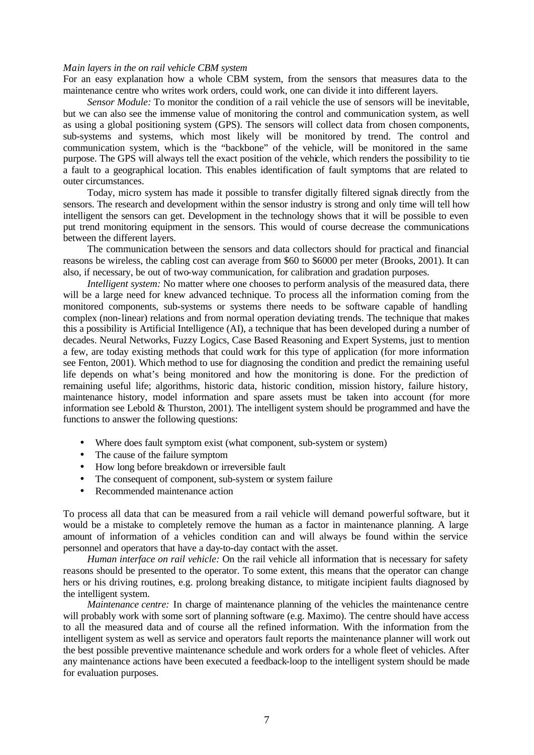*Main layers in the on rail vehicle CBM system*

For an easy explanation how a whole CBM system, from the sensors that measures data to the maintenance centre who writes work orders, could work, one can divide it into different layers.

*Sensor Module:* To monitor the condition of a rail vehicle the use of sensors will be inevitable, but we can also see the immense value of monitoring the control and communication system, as well as using a global positioning system (GPS). The sensors will collect data from chosen components, sub-systems and systems, which most likely will be monitored by trend. The control and communication system, which is the "backbone" of the vehicle, will be monitored in the same purpose. The GPS will always tell the exact position of the vehicle, which renders the possibility to tie a fault to a geographical location. This enables identification of fault symptoms that are related to outer circumstances.

Today, micro system has made it possible to transfer digitally filtered signals directly from the sensors. The research and development within the sensor industry is strong and only time will tell how intelligent the sensors can get. Development in the technology shows that it will be possible to even put trend monitoring equipment in the sensors. This would of course decrease the communications between the different layers.

The communication between the sensors and data collectors should for practical and financial reasons be wireless, the cabling cost can average from $60 to $6000 per meter (Brooks, 2001). It can also, if necessary, be out of two-way communication, for calibration and gradation purposes.

*Intelligent system:* No matter where one chooses to perform analysis of the measured data, there will be a large need for knew advanced technique. To process all the information coming from the monitored components, sub-systems or systems there needs to be software capable of handling complex (non-linear) relations and from normal operation deviating trends. The technique that makes this a possibility is Artificial Intelligence (AI), a technique that has been developed during a number of decades. Neural Networks, Fuzzy Logics, Case Based Reasoning and Expert Systems, just to mention a few, are today existing methods that could work for this type of application (for more information see Fenton, 2001). Which method to use for diagnosing the condition and predict the remaining useful life depends on what's being monitored and how the monitoring is done. For the prediction of remaining useful life; algorithms, historic data, historic condition, mission history, failure history, maintenance history, model information and spare assets must be taken into account (for more information see Lebold & Thurston, 2001). The intelligent system should be programmed and have the functions to answer the following questions:

- Where does fault symptom exist (what component, sub-system or system)
- The cause of the failure symptom
- How long before breakdown or irreversible fault
- The consequent of component, sub-system or system failure
- Recommended maintenance action

To process all data that can be measured from a rail vehicle will demand powerful software, but it would be a mistake to completely remove the human as a factor in maintenance planning. A large amount of information of a vehicles condition can and will always be found within the service personnel and operators that have a day-to-day contact with the asset.

*Human interface on rail vehicle:* On the rail vehicle all information that is necessary for safety reasons should be presented to the operator. To some extent, this means that the operator can change hers or his driving routines, e.g. prolong breaking distance, to mitigate incipient faults diagnosed by the intelligent system.

*Maintenance centre:* In charge of maintenance planning of the vehicles the maintenance centre will probably work with some sort of planning software (e.g. Maximo). The centre should have access to all the measured data and of course all the refined information. With the information from the intelligent system as well as service and operators fault reports the maintenance planner will work out the best possible preventive maintenance schedule and work orders for a whole fleet of vehicles. After any maintenance actions have been executed a feedback-loop to the intelligent system should be made for evaluation purposes.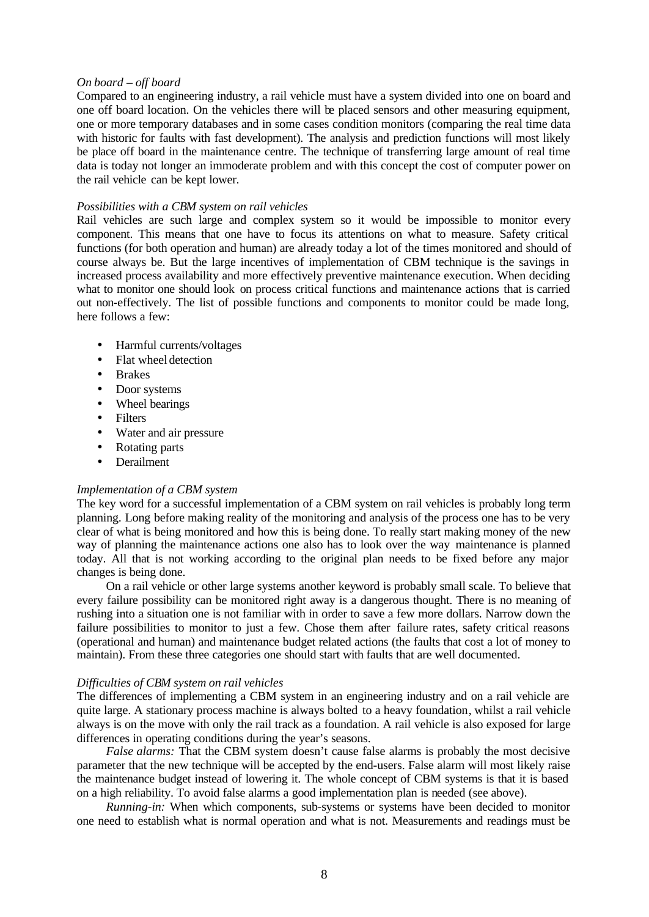*On board – off board*

Compared to an engineering industry, a rail vehicle must have a system divided into one on board and one off board location. On the vehicles there will be placed sensors and other measuring equipment, one or more temporary databases and in some cases condition monitors (comparing the real time data with historic for faults with fast development). The analysis and prediction functions will most likely be place off board in the maintenance centre. The technique of transferring large amount of real time data is today not longer an immoderate problem and with this concept the cost of computer power on the rail vehicle can be kept lower.

*Possibilities with a CBM system on rail vehicles*

Rail vehicles are such large and complex system so it would be impossible to monitor every component. This means that one have to focus its attentions on what to measure. Safety critical functions (for both operation and human) are already today a lot of the times monitored and should of course always be. But the large incentives of implementation of CBM technique is the savings in increased process availability and more effectively preventive maintenance execution. When deciding what to monitor one should look on process critical functions and maintenance actions that is carried out non-effectively. The list of possible functions and components to monitor could be made long, here follows a few:

- Harmful currents/voltages
- Flat wheel detection
- Brakes
- Door systems
- Wheel bearings
- Filters
- Water and air pressure
- Rotating parts
- Derailment

*Implementation of a CBM system*

The key word for a successful implementation of a CBM system on rail vehicles is probably long term planning. Long before making reality of the monitoring and analysis of the process one has to be very clear of what is being monitored and how this is being done. To really start making money of the new way of planning the maintenance actions one also has to look over the way maintenance is planned today. All that is not working according to the original plan needs to be fixed before any major changes is being done.

On a rail vehicle or other large systems another keyword is probably small scale. To believe that every failure possibility can be monitored right away is a dangerous thought. There is no meaning of rushing into a situation one is not familiar with in order to save a few more dollars. Narrow down the failure possibilities to monitor to just a few. Chose them after failure rates, safety critical reasons (operational and human) and maintenance budget related actions (the faults that cost a lot of money to maintain). From these three categories one should start with faults that are well documented.

*Difficulties of CBM system on rail vehicles*

The differences of implementing a CBM system in an engineering industry and on a rail vehicle are quite large. A stationary process machine is always bolted to a heavy foundation, whilst a rail vehicle always is on the move with only the rail track as a foundation. A rail vehicle is also exposed for large differences in operating conditions during the year's seasons.

*False alarms:* That the CBM system doesn't cause false alarms is probably the most decisive parameter that the new technique will be accepted by the end-users. False alarm will most likely raise the maintenance budget instead of lowering it. The whole concept of CBM systems is that it is based on a high reliability. To avoid false alarms a good implementation plan is needed (see above).

*Running-in:* When which components, sub-systems or systems have been decided to monitor one need to establish what is normal operation and what is not. Measurements and readings must be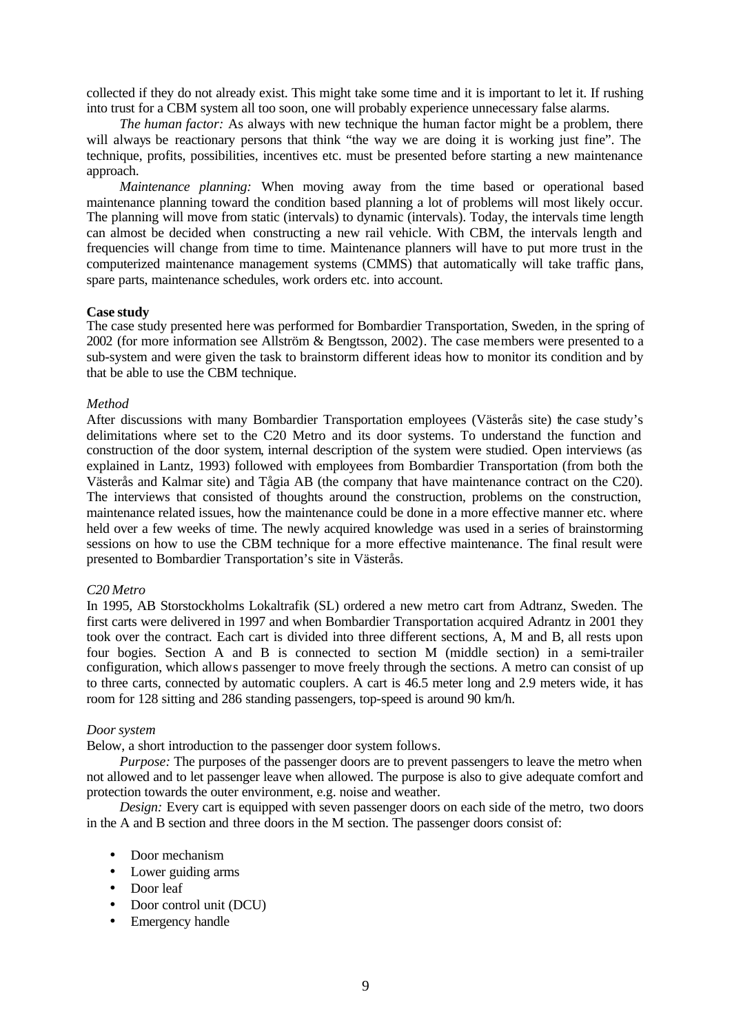collected if they do not already exist. This might take some time and it is important to let it. If rushing into trust for a CBM system all too soon, one will probably experience unnecessary false alarms.

*The human factor:* As always with new technique the human factor might be a problem, there will always be reactionary persons that think "the way we are doing it is working just fine". The technique, profits, possibilities, incentives etc. must be presented before starting a new maintenance approach.

*Maintenance planning:* When moving away from the time based or operational based maintenance planning toward the condition based planning a lot of problems will most likely occur. The planning will move from static (intervals) to dynamic (intervals). Today, the intervals time length can almost be decided when constructing a new rail vehicle. With CBM, the intervals length and frequencies will change from time to time. Maintenance planners will have to put more trust in the computerized maintenance management systems (CMMS) that automatically will take traffic plans, spare parts, maintenance schedules, work orders etc. into account.

**Case study**

The case study presented here was performed for Bombardier Transportation, Sweden, in the spring of 2002 (for more information see Allström & Bengtsson, 2002). The case members were presented to a sub-system and were given the task to brainstorm different ideas how to monitor its condition and by that be able to use the CBM technique.

*Method*

After discussions with many Bombardier Transportation employees (Västerås site) the case study's delimitations where set to the C20 Metro and its door systems. To understand the function and construction of the door system, internal description of the system were studied. Open interviews (as explained in Lantz, 1993) followed with employees from Bombardier Transportation (from both the Västerås and Kalmar site) and Tågia AB (the company that have maintenance contract on the C20). The interviews that consisted of thoughts around the construction, problems on the construction, maintenance related issues, how the maintenance could be done in a more effective manner etc. where held over a few weeks of time. The newly acquired knowledge was used in a series of brainstorming sessions on how to use the CBM technique for a more effective maintenance. The final result were presented to Bombardier Transportation's site in Västerås.

*C20 Metro*

In 1995, AB Storstockholms Lokaltrafik (SL) ordered a new metro cart from Adtranz, Sweden. The first carts were delivered in 1997 and when Bombardier Transportation acquired Adrantz in 2001 they took over the contract. Each cart is divided into three different sections, A, M and B, all rests upon four bogies. Section A and B is connected to section M (middle section) in a semi-trailer configuration, which allows passenger to move freely through the sections. A metro can consist of up to three carts, connected by automatic couplers. A cart is 46.5 meter long and 2.9 meters wide, it has room for 128 sitting and 286 standing passengers, top-speed is around 90 km/h.

*Door system*

Below, a short introduction to the passenger door system follows.

*Purpose:* The purposes of the passenger doors are to prevent passengers to leave the metro when not allowed and to let passenger leave when allowed. The purpose is also to give adequate comfort and protection towards the outer environment, e.g. noise and weather.

*Design:* Every cart is equipped with seven passenger doors on each side of the metro, two doors in the A and B section and three doors in the M section. The passenger doors consist of:

- Door mechanism
- Lower guiding arms
- Door leaf
- Door control unit (DCU)
- Emergency handle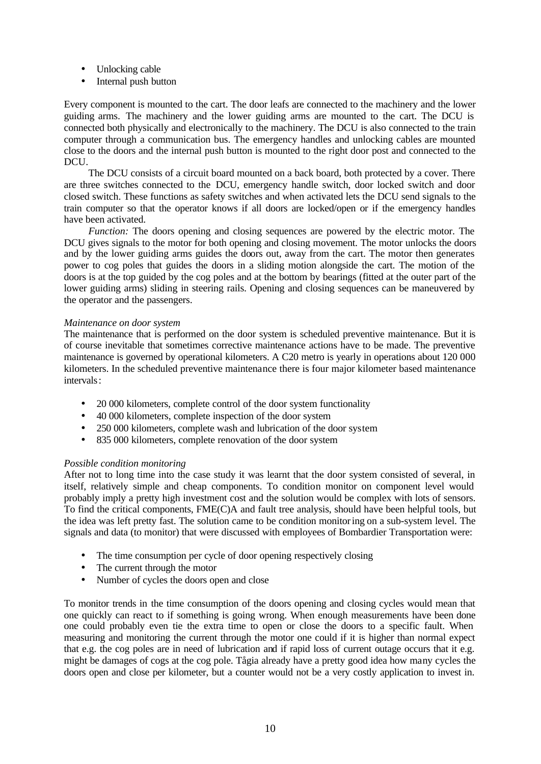- Unlocking cable
- Internal push button

Every component is mounted to the cart. The door leafs are connected to the machinery and the lower guiding arms. The machinery and the lower guiding arms are mounted to the cart. The DCU is connected both physically and electronically to the machinery. The DCU is also connected to the train computer through a communication bus. The emergency handles and unlocking cables are mounted close to the doors and the internal push button is mounted to the right door post and connected to the DCU.

The DCU consists of a circuit board mounted on a back board, both protected by a cover. There are three switches connected to the DCU, emergency handle switch, door locked switch and door closed switch. These functions as safety switches and when activated lets the DCU send signals to the train computer so that the operator knows if all doors are locked/open or if the emergency handles have been activated.

*Function:* The doors opening and closing sequences are powered by the electric motor. The DCU gives signals to the motor for both opening and closing movement. The motor unlocks the doors and by the lower guiding arms guides the doors out, away from the cart. The motor then generates power to cog poles that guides the doors in a sliding motion alongside the cart. The motion of the doors is at the top guided by the cog poles and at the bottom by bearings (fitted at the outer part of the lower guiding arms) sliding in steering rails. Opening and closing sequences can be maneuvered by the operator and the passengers.

*Maintenance on door system*

The maintenance that is performed on the door system is scheduled preventive maintenance. But it is of course inevitable that sometimes corrective maintenance actions have to be made. The preventive maintenance is governed by operational kilometers. A C20 metro is yearly in operations about 120 000 kilometers. In the scheduled preventive maintenance there is four major kilometer based maintenance intervals:

- 20 000 kilometers, complete control of the door system functionality
- 40 000 kilometers, complete inspection of the door system
- 250 000 kilometers, complete wash and lubrication of the door system
- 835 000 kilometers, complete renovation of the door system

*Possible condition monitoring*

After not to long time into the case study it was learnt that the door system consisted of several, in itself, relatively simple and cheap components. To condition monitor on component level would probably imply a pretty high investment cost and the solution would be complex with lots of sensors. To find the critical components, FME(C)A and fault tree analysis, should have been helpful tools, but the idea was left pretty fast. The solution came to be condition monitoring on a sub-system level. The signals and data (to monitor) that were discussed with employees of Bombardier Transportation were:

- The time consumption per cycle of door opening respectively closing
- The current through the motor
- Number of cycles the doors open and close

To monitor trends in the time consumption of the doors opening and closing cycles would mean that one quickly can react to if something is going wrong. When enough measurements have been done one could probably even tie the extra time to open or close the doors to a specific fault. When measuring and monitoring the current through the motor one could if it is higher than normal expect that e.g. the cog poles are in need of lubrication and if rapid loss of current outage occurs that it e.g. might be damages of cogs at the cog pole. Tågia already have a pretty good idea how many cycles the doors open and close per kilometer, but a counter would not be a very costly application to invest in.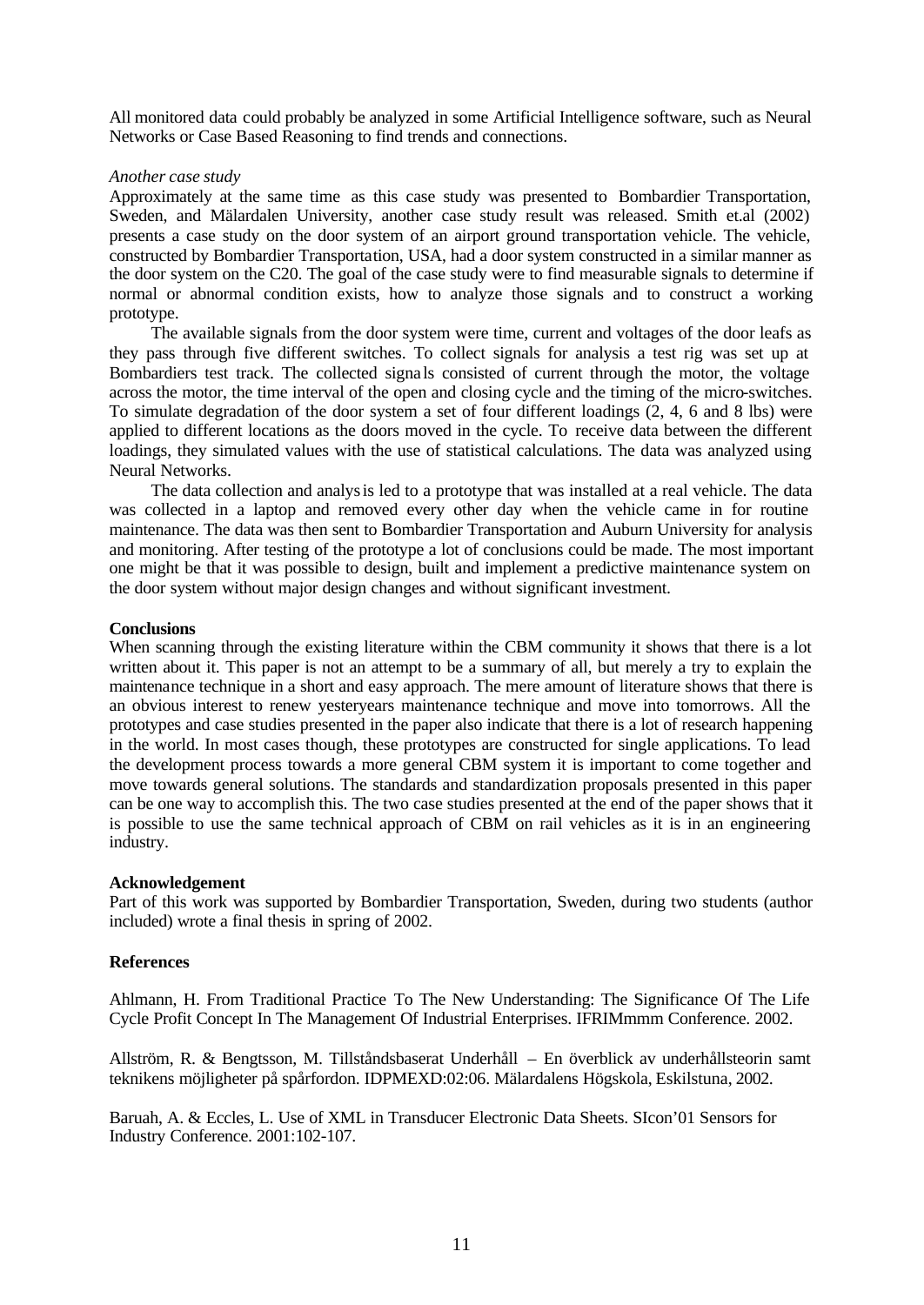All monitored data could probably be analyzed in some Artificial Intelligence software, such as Neural Networks or Case Based Reasoning to find trends and connections.

*Another case study*

Approximately at the same time as this case study was presented to Bombardier Transportation, Sweden, and Mälardalen University, another case study result was released. Smith et.al (2002) presents a case study on the door system of an airport ground transportation vehicle. The vehicle, constructed by Bombardier Transportation, USA, had a door system constructed in a similar manner as the door system on the C20. The goal of the case study were to find measurable signals to determine if normal or abnormal condition exists, how to analyze those signals and to construct a working prototype.

The available signals from the door system were time, current and voltages of the door leafs as they pass through five different switches. To collect signals for analysis a test rig was set up at Bombardiers test track. The collected signals consisted of current through the motor, the voltage across the motor, the time interval of the open and closing cycle and the timing of the micro-switches. To simulate degradation of the door system a set of four different loadings (2, 4, 6 and 8 lbs) were applied to different locations as the doors moved in the cycle. To receive data between the different loadings, they simulated values with the use of statistical calculations. The data was analyzed using Neural Networks.

The data collection and analysis led to a prototype that was installed at a real vehicle. The data was collected in a laptop and removed every other day when the vehicle came in for routine maintenance. The data was then sent to Bombardier Transportation and Auburn University for analysis and monitoring. After testing of the prototype a lot of conclusions could be made. The most important one might be that it was possible to design, built and implement a predictive maintenance system on the door system without major design changes and without significant investment.

**Conclusions**

When scanning through the existing literature within the CBM community it shows that there is a lot written about it. This paper is not an attempt to be a summary of all, but merely a try to explain the maintenance technique in a short and easy approach. The mere amount of literature shows that there is an obvious interest to renew yesteryears maintenance technique and move into tomorrows. All the prototypes and case studies presented in the paper also indicate that there is a lot of research happening in the world. In most cases though, these prototypes are constructed for single applications. To lead the development process towards a more general CBM system it is important to come together and move towards general solutions. The standards and standardization proposals presented in this paper can be one way to accomplish this. The two case studies presented at the end of the paper shows that it is possible to use the same technical approach of CBM on rail vehicles as it is in an engineering industry.

**Acknowledgement**

Part of this work was supported by Bombardier Transportation, Sweden, during two students (author included) wrote a final thesis in spring of 2002.

**References**

Ahlmann, H. From Traditional Practice To The New Understanding: The Significance Of The Life Cycle Profit Concept In The Management Of Industrial Enterprises. IFRIMmmm Conference. 2002.

Allström, R. & Bengtsson, M. Tillståndsbaserat Underhåll – En överblick av underhållsteorin samt teknikens möjligheter på spårfordon. IDPMEXD:02:06. Mälardalens Högskola, Eskilstuna, 2002.

Baruah, A. & Eccles, L. Use of XML in Transducer Electronic Data Sheets. SIcon'01 Sensors for Industry Conference. 2001:102-107.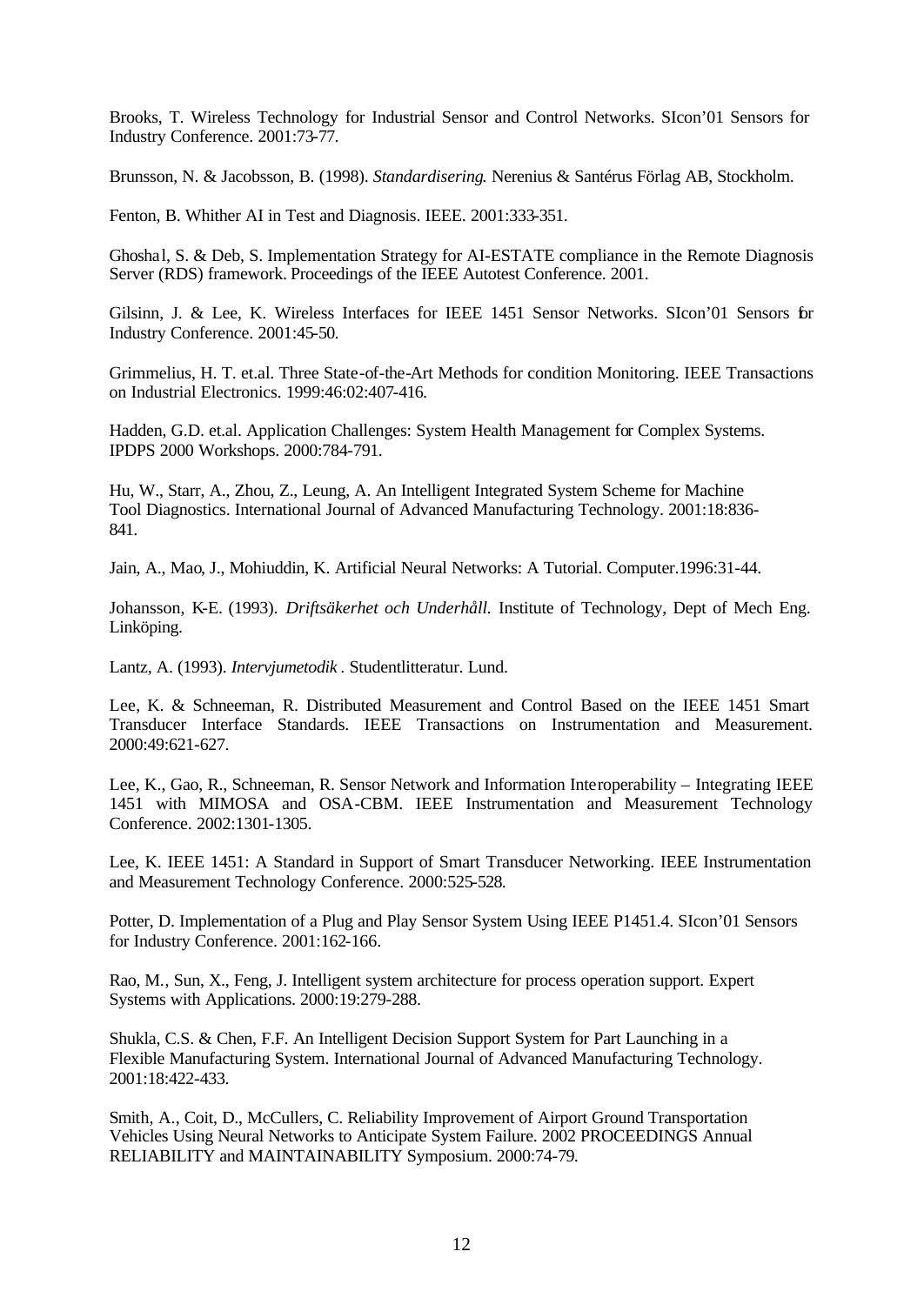Brooks, T. Wireless Technology for Industrial Sensor and Control Networks. SIcon'01 Sensors for Industry Conference. 2001:73-77.

Brunsson, N. & Jacobsson, B. (1998). *Standardisering*. Nerenius & Santérus Förlag AB, Stockholm.

Fenton, B. Whither AI in Test and Diagnosis. IEEE. 2001:333-351.

Ghoshal, S. & Deb, S. Implementation Strategy for AI-ESTATE compliance in the Remote Diagnosis Server (RDS) framework. Proceedings of the IEEE Autotest Conference. 2001.

Gilsinn, J. & Lee, K. Wireless Interfaces for IEEE 1451 Sensor Networks. SIcon'01 Sensors for Industry Conference. 2001:45-50.

Grimmelius, H. T. et.al. Three State-of-the-Art Methods for condition Monitoring. IEEE Transactions on Industrial Electronics. 1999:46:02:407-416.

Hadden, G.D. et.al. Application Challenges: System Health Management for Complex Systems. IPDPS 2000 Workshops. 2000:784-791.

Hu, W., Starr, A., Zhou, Z., Leung, A. An Intelligent Integrated System Scheme for Machine Tool Diagnostics. International Journal of Advanced Manufacturing Technology. 2001:18:836-841.

Jain, A., Mao, J., Mohiuddin, K. Artificial Neural Networks: A Tutorial. Computer.1996:31-44.

Johansson, K-E. (1993). *Driftsäkerhet och Underhåll.* Institute of Technology, Dept of Mech Eng. Linköping.

Lantz, A. (1993). *Intervjumetodik* . Studentlitteratur. Lund.

Lee, K. & Schneeman, R. Distributed Measurement and Control Based on the IEEE 1451 Smart Transducer Interface Standards. IEEE Transactions on Instrumentation and Measurement. 2000:49:621-627.

Lee, K., Gao, R., Schneeman, R. Sensor Network and Information Interoperability – Integrating IEEE 1451 with MIMOSA and OSA-CBM. IEEE Instrumentation and Measurement Technology Conference. 2002:1301-1305.

Lee, K. IEEE 1451: A Standard in Support of Smart Transducer Networking. IEEE Instrumentation and Measurement Technology Conference. 2000:525-528.

Potter, D. Implementation of a Plug and Play Sensor System Using IEEE P1451.4. SIcon'01 Sensors for Industry Conference. 2001:162-166.

Rao, M., Sun, X., Feng, J. Intelligent system architecture for process operation support. Expert Systems with Applications. 2000:19:279-288.

Shukla, C.S. & Chen, F.F. An Intelligent Decision Support System for Part Launching in a Flexible Manufacturing System. International Journal of Advanced Manufacturing Technology. 2001:18:422-433.

Smith, A., Coit, D., McCullers, C. Reliability Improvement of Airport Ground Transportation Vehicles Using Neural Networks to Anticipate System Failure. 2002 PROCEEDINGS Annual RELIABILITY and MAINTAINABILITY Symposium. 2000:74-79.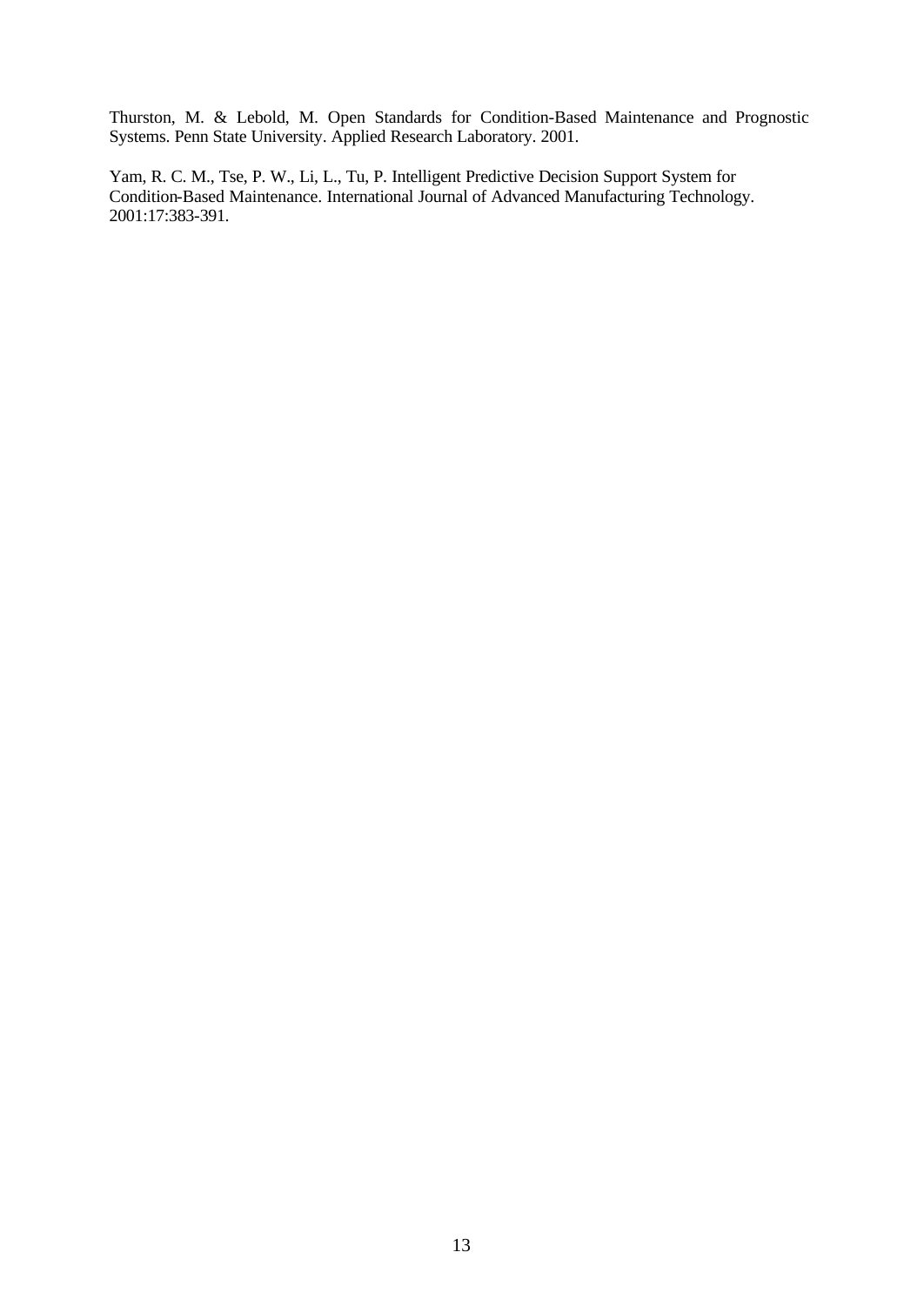Thurston, M. & Lebold, M. Open Standards for Condition-Based Maintenance and Prognostic Systems. Penn State University. Applied Research Laboratory. 2001.

Yam, R. C. M., Tse, P. W., Li, L., Tu, P. Intelligent Predictive Decision Support System for Condition-Based Maintenance. International Journal of Advanced Manufacturing Technology. 2001:17:383-391.